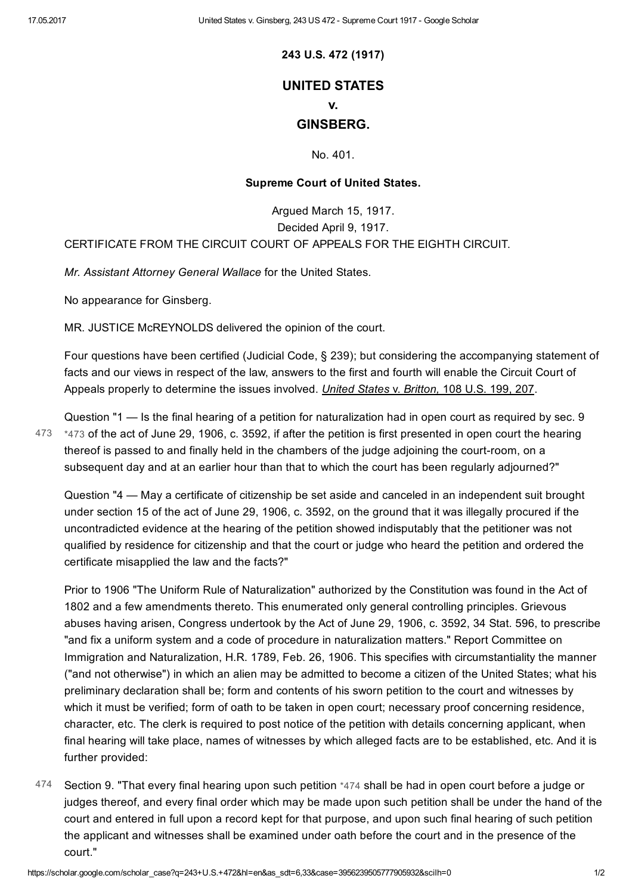**243 U.S. 472 (1917)**

# UNITED STATES
# v.
# GINSBERG.

No. 401.

**Supreme Court of United States.**

Argued March 15, 1917.
Decided April 9, 1917.

CERTIFICATE FROM THE CIRCUIT COURT OF APPEALS FOR THE EIGHTH CIRCUIT.

*Mr. Assistant Attorney General Wallace* for the United States.

No appearance for Ginsberg.

MR. JUSTICE McREYNOLDS delivered the opinion of the court.

Four questions have been certified (Judicial Code, § 239); but considering the accompanying statement of facts and our views in respect of the law, answers to the first and fourth will enable the Circuit Court of Appeals properly to determine the issues involved. *United States* v. *Britton,* 108 U.S. 199, 207.

Question "1 — Is the final hearing of a petition for naturalization had in open court as required by sec. 9 *473 of the act of June 29, 1906, c. 3592, if after the petition is first presented in open court the hearing thereof is passed to and finally held in the chambers of the judge adjoining the court-room, on a subsequent day and at an earlier hour than that to which the court has been regularly adjourned?"

Question "4 — May a certificate of citizenship be set aside and canceled in an independent suit brought under section 15 of the act of June 29, 1906, c. 3592, on the ground that it was illegally procured if the uncontradicted evidence at the hearing of the petition showed indisputably that the petitioner was not qualified by residence for citizenship and that the court or judge who heard the petition and ordered the certificate misapplied the law and the facts?"

Prior to 1906 "The Uniform Rule of Naturalization" authorized by the Constitution was found in the Act of 1802 and a few amendments thereto. This enumerated only general controlling principles. Grievous abuses having arisen, Congress undertook by the Act of June 29, 1906, c. 3592, 34 Stat. 596, to prescribe "and fix a uniform system and a code of procedure in naturalization matters." Report Committee on Immigration and Naturalization, H.R. 1789, Feb. 26, 1906. This specifies with circumstantiality the manner ("and not otherwise") in which an alien may be admitted to become a citizen of the United States; what his preliminary declaration shall be; form and contents of his sworn petition to the court and witnesses by which it must be verified; form of oath to be taken in open court; necessary proof concerning residence, character, etc. The clerk is required to post notice of the petition with details concerning applicant, when final hearing will take place, names of witnesses by which alleged facts are to be established, etc. And it is further provided:

Section 9. "That every final hearing upon such petition *474 shall be had in open court before a judge or judges thereof, and every final order which may be made upon such petition shall be under the hand of the court and entered in full upon a record kept for that purpose, and upon such final hearing of such petition the applicant and witnesses shall be examined under oath before the court and in the presence of the court."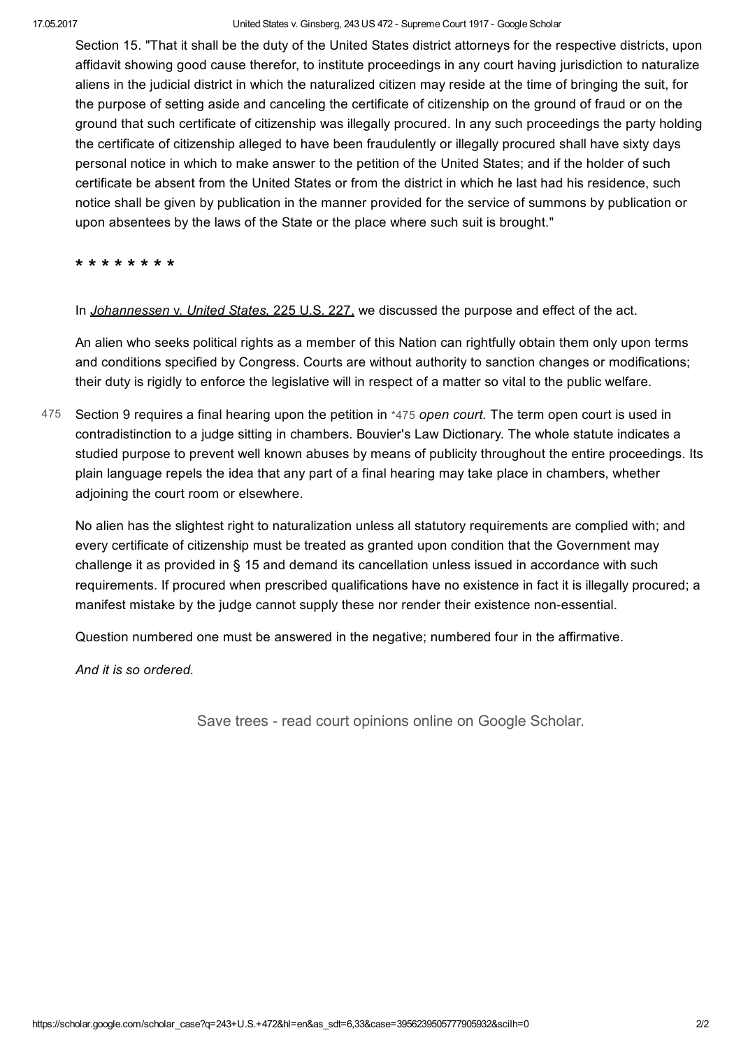Section 15. "That it shall be the duty of the United States district attorneys for the respective districts, upon affidavit showing good cause therefor, to institute proceedings in any court having jurisdiction to naturalize aliens in the judicial district in which the naturalized citizen may reside at the time of bringing the suit, for the purpose of setting aside and canceling the certificate of citizenship on the ground of fraud or on the ground that such certificate of citizenship was illegally procured. In any such proceedings the party holding the certificate of citizenship alleged to have been fraudulently or illegally procured shall have sixty days personal notice in which to make answer to the petition of the United States; and if the holder of such certificate be absent from the United States or from the district in which he last had his residence, such notice shall be given by publication in the manner provided for the service of summons by publication or upon absentees by the laws of the State or the place where such suit is brought."

**\* \* \* \* \* \* \* \***

In *Johannessen* v. *United States,* 225 U.S. 227, we discussed the purpose and effect of the act.

An alien who seeks political rights as a member of this Nation can rightfully obtain them only upon terms and conditions specified by Congress. Courts are without authority to sanction changes or modifications; their duty is rigidly to enforce the legislative will in respect of a matter so vital to the public welfare.

Section 9 requires a final hearing upon the petition in *475 *open court.* The term open court is used in contradistinction to a judge sitting in chambers. Bouvier's Law Dictionary. The whole statute indicates a studied purpose to prevent well known abuses by means of publicity throughout the entire proceedings. Its plain language repels the idea that any part of a final hearing may take place in chambers, whether adjoining the court room or elsewhere.

No alien has the slightest right to naturalization unless all statutory requirements are complied with; and every certificate of citizenship must be treated as granted upon condition that the Government may challenge it as provided in § 15 and demand its cancellation unless issued in accordance with such requirements. If procured when prescribed qualifications have no existence in fact it is illegally procured; a manifest mistake by the judge cannot supply these nor render their existence non-essential.

Question numbered one must be answered in the negative; numbered four in the affirmative.

*And it is so ordered.*

Save trees - read court opinions online on Google Scholar.